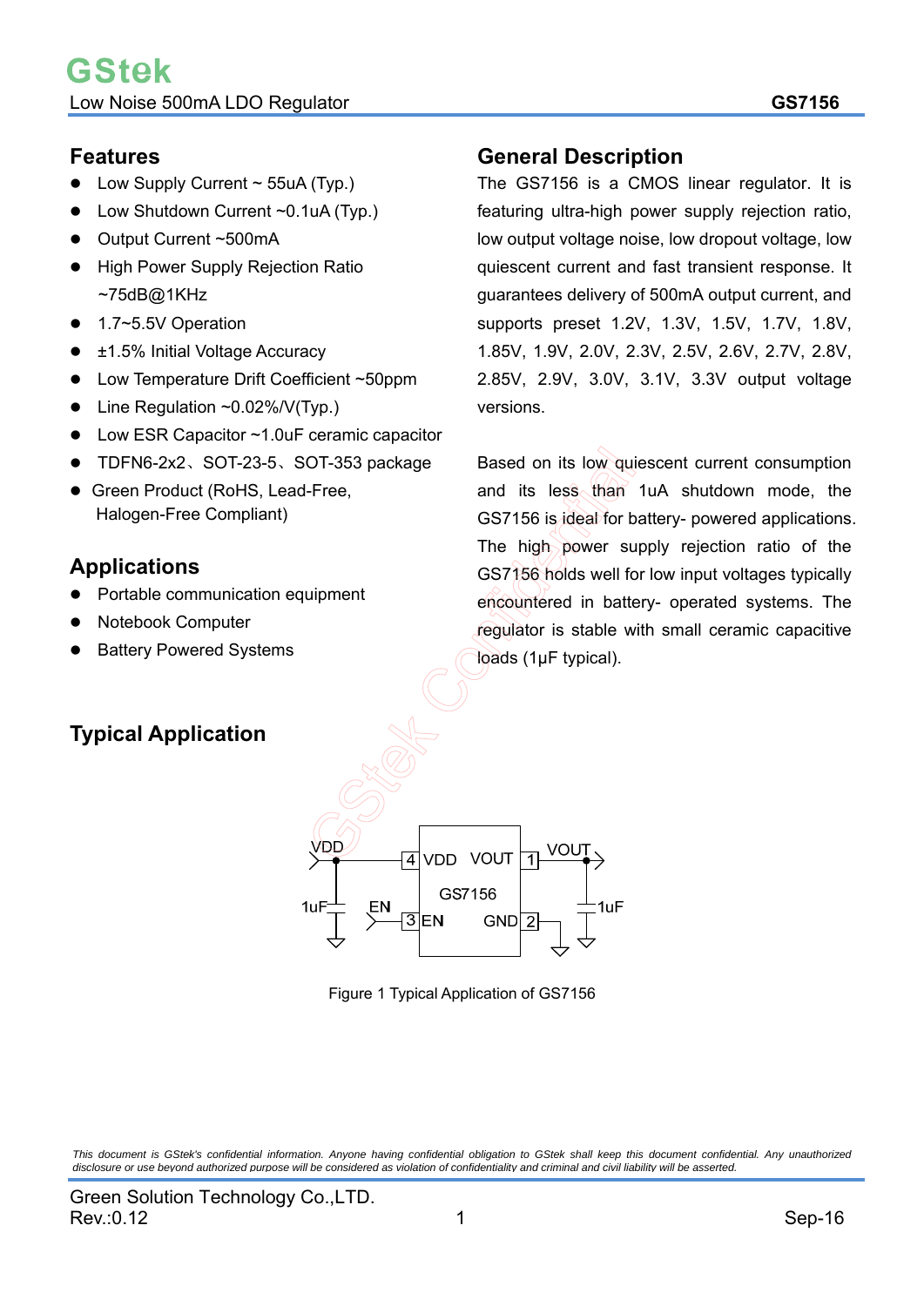# GStek

Low Noise 500mA LDO Regulator **GS7156**

## Features

- Low Supply Current ~ 55uA (Typ.)
- Low Shutdown Current ~0.1uA (Typ.)
- Output Current ~500mA
- High Power Supply Rejection Ratio ~75dB@1KHz
- 1.7~5.5V Operation
- ±1.5% Initial Voltage Accuracy
- Low Temperature Drift Coefficient ~50ppm
- Line Regulation ~0.02%/V(Typ.)
- Low ESR Capacitor ~1.0uF ceramic capacitor
- TDFN6-2x2、SOT-23-5、SOT-353 package
- Green Product (RoHS, Lead-Free, Halogen-Free Compliant)

## Applications

- Portable communication equipment
- Notebook Computer
- Battery Powered Systems

## General Description

The GS7156 is a CMOS linear regulator. It is featuring ultra-high power supply rejection ratio, low output voltage noise, low dropout voltage, low quiescent current and fast transient response. It guarantees delivery of 500mA output current, and supports preset 1.2V, 1.3V, 1.5V, 1.7V, 1.8V, 1.85V, 1.9V, 2.0V, 2.3V, 2.5V, 2.6V, 2.7V, 2.8V, 2.85V, 2.9V, 3.0V, 3.1V, 3.3V output voltage versions.

Based on its low quiescent current consumption and its less than 1uA shutdown mode, the GS7156 is ideal for battery- powered applications. The high power supply rejection ratio of the GS7156 holds well for low input voltages typically encountered in battery- operated systems. The regulator is stable with small ceramic capacitive loads (1μF typical).

## Typical Application

VDD
4 VDD
VOUT 1
VOUT
GS7156
1uF
EN
3 EN
GND 2
1uF

Figure 1 Typical Application of GS7156

*This document is GStek's confidential information. Anyone having confidential obligation to GStek shall keep this document confidential. Any unauthorized disclosure or use beyond authorized purpose will be considered as violation of confidentiality and criminal and civil liability will be asserted.*

Green Solution Technology Co.,LTD.
Rev.:0.12 Sep-16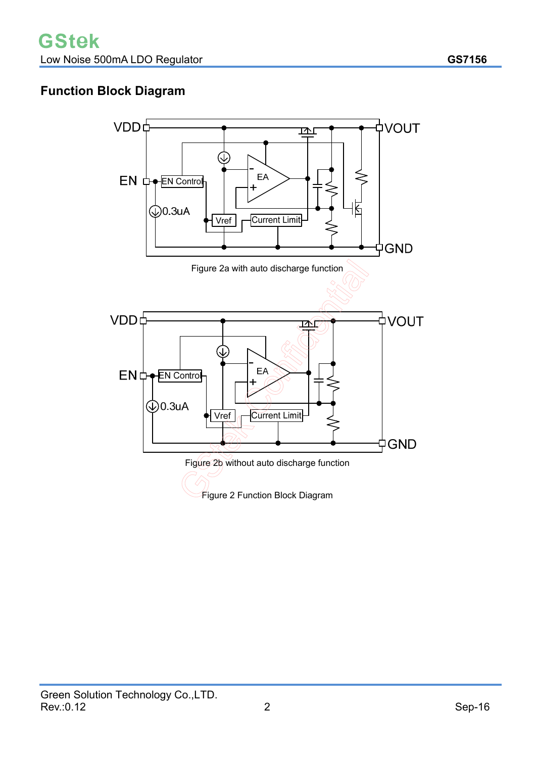## Function Block Diagram

VDD
VOUT
EN
EN Control
EA
0.3uA
Vref
Current Limit
GND

Figure 2a with auto discharge function

VDD
VOUT
EN
EN Control
EA
0.3uA
Vref
Current Limit
GND

Figure 2b without auto discharge function

Figure 2 Function Block Diagram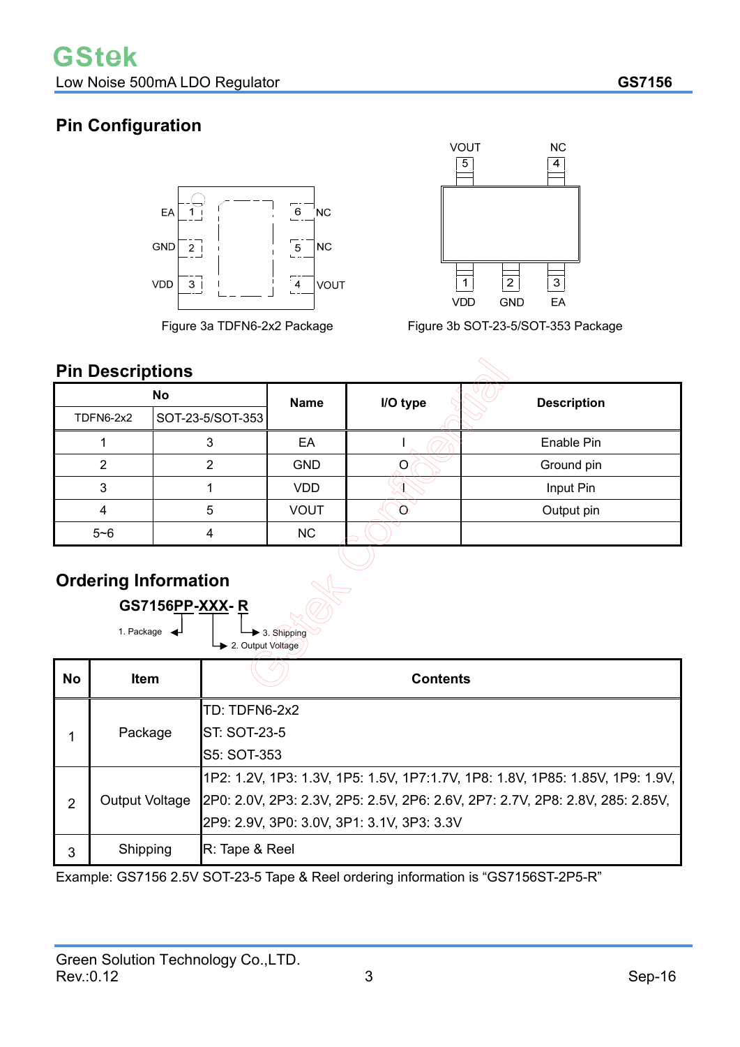## Pin Configuration

EA 1 | 6 NC
GND 2 | 5 NC
VDD 3 | 4 VOUT

Figure 3a TDFN6-2x2 Package

VOUT 5, NC 4
1 VDD, 2 GND, 3 EA

Figure 3b SOT-23-5/SOT-353 Package

## Pin Descriptions

| No | | Name | I/O type | Description |
|---|---|---|---|---|
| TDFN6-2x2 | SOT-23-5/SOT-353 | | | |
| 1 | 3 | EA | I | Enable Pin |
| 2 | 2 | GND | O | Ground pin |
| 3 | 1 | VDD | I | Input Pin |
| 4 | 5 | VOUT | O | Output pin |
| 5~6 | 4 | NC | | |

## Ordering Information

**GS7156PP-XXX- R**

1. Package
2. Output Voltage
3. Shipping

| No | Item | Contents |
|---|---|---|
| 1 | Package | TD: TDFN6-2x2<br>ST: SOT-23-5<br>S5: SOT-353 |
| 2 | Output Voltage | 1P2: 1.2V, 1P3: 1.3V, 1P5: 1.5V, 1P7:1.7V, 1P8: 1.8V, 1P85: 1.85V, 1P9: 1.9V, 2P0: 2.0V, 2P3: 2.3V, 2P5: 2.5V, 2P6: 2.6V, 2P7: 2.7V, 2P8: 2.8V, 285: 2.85V, 2P9: 2.9V, 3P0: 3.0V, 3P1: 3.1V, 3P3: 3.3V |
| 3 | Shipping | R: Tape & Reel |

Example: GS7156 2.5V SOT-23-5 Tape & Reel ordering information is "GS7156ST-2P5-R"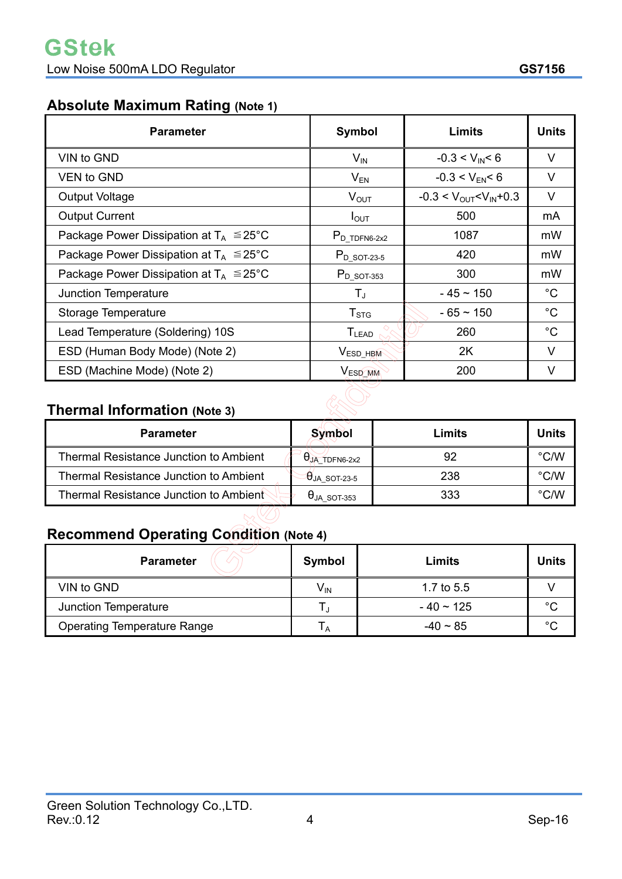## Absolute Maximum Rating (Note 1)

| Parameter | Symbol | Limits | Units |
|---|---|---|---|
| VIN to GND | $V_{IN}$ | $-0.3 < V_{IN} < 6$ | V |
| VEN to GND | $V_{EN}$ | $-0.3 < V_{EN} < 6$ | V |
| Output Voltage | $V_{OUT}$ | $-0.3 < V_{OUT} < V_{IN}+0.3$ | V |
| Output Current | $I_{OUT}$ | 500 | mA |
| Package Power Dissipation at $T_A \leqq 25°C$ | $P_{D\_TDFN6\text{-}2x2}$ | 1087 | mW |
| Package Power Dissipation at $T_A \leqq 25°C$ | $P_{D\_SOT\text{-}23\text{-}5}$ | 420 | mW |
| Package Power Dissipation at $T_A \leqq 25°C$ | $P_{D\_SOT\text{-}353}$ | 300 | mW |
| Junction Temperature | $T_J$ | - 45 ~ 150 | °C |
| Storage Temperature | $T_{STG}$ | - 65 ~ 150 | °C |
| Lead Temperature (Soldering) 10S | $T_{LEAD}$ | 260 | °C |
| ESD (Human Body Mode) (Note 2) | $V_{ESD\_HBM}$ | 2K | V |
| ESD (Machine Mode) (Note 2) | $V_{ESD\_MM}$ | 200 | V |

## Thermal Information (Note 3)

| Parameter | Symbol | Limits | Units |
|---|---|---|---|
| Thermal Resistance Junction to Ambient | $\theta_{JA\_TDFN6\text{-}2x2}$ | 92 | °C/W |
| Thermal Resistance Junction to Ambient | $\theta_{JA\_SOT\text{-}23\text{-}5}$ | 238 | °C/W |
| Thermal Resistance Junction to Ambient | $\theta_{JA\_SOT\text{-}353}$ | 333 | °C/W |

## Recommend Operating Condition (Note 4)

| Parameter | Symbol | Limits | Units |
|---|---|---|---|
| VIN to GND | $V_{IN}$ | 1.7 to 5.5 | V |
| Junction Temperature | $T_J$ | - 40 ~ 125 | °C |
| Operating Temperature Range | $T_A$ | -40 ~ 85 | °C |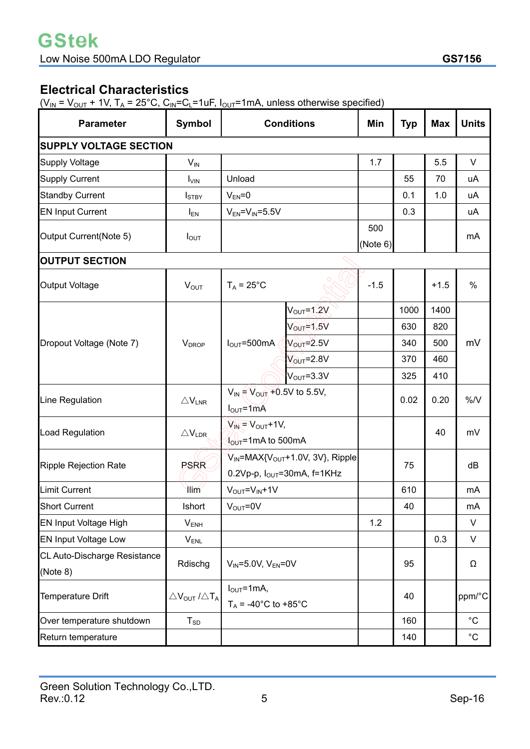## Electrical Characteristics

($V_{IN}$ = $V_{OUT}$ + 1V, $T_A$ = 25°C, $C_{IN}$=$C_L$=1uF, $I_{OUT}$=1mA, unless otherwise specified)

| Parameter | Symbol | Conditions | | Min | Typ | Max | Units |
|---|---|---|---|---|---|---|---|
| **SUPPLY VOLTAGE SECTION** | | | | | | | |
| Supply Voltage | $V_{IN}$ | | | 1.7 | | 5.5 | V |
| Supply Current | $I_{VIN}$ | Unload | | | 55 | 70 | uA |
| Standby Current | $I_{STBY}$ | $V_{EN}$=0 | | | 0.1 | 1.0 | uA |
| EN Input Current | $I_{EN}$ | $V_{EN}$=$V_{IN}$=5.5V | | | 0.3 | | uA |
| Output Current(Note 5) | $I_{OUT}$ | | | 500 (Note 6) | | | mA |
| **OUTPUT SECTION** | | | | | | | |
| Output Voltage | $V_{OUT}$ | $T_A$ = 25°C | | -1.5 | | +1.5 | % |
| Dropout Voltage (Note 7) | $V_{DROP}$ | $I_{OUT}$=500mA | $V_{OUT}$=1.2V | | 1000 | 1400 | mV |
| | | | $V_{OUT}$=1.5V | | 630 | 820 | |
| | | | $V_{OUT}$=2.5V | | 340 | 500 | |
| | | | $V_{OUT}$=2.8V | | 370 | 460 | |
| | | | $V_{OUT}$=3.3V | | 325 | 410 | |
| Line Regulation | $\triangle V_{LNR}$ | $V_{IN}$ = $V_{OUT}$ +0.5V to 5.5V, $I_{OUT}$=1mA | | | 0.02 | 0.20 | %/V |
| Load Regulation | $\triangle V_{LDR}$ | $V_{IN}$ = $V_{OUT}$+1V, $I_{OUT}$=1mA to 500mA | | | | 40 | mV |
| Ripple Rejection Rate | PSRR | $V_{IN}$=MAX{$V_{OUT}$+1.0V, 3V}, Ripple 0.2Vp-p, $I_{OUT}$=30mA, f=1KHz | | | 75 | | dB |
| Limit Current | Ilim | $V_{OUT}$=$V_{IN}$+1V | | | 610 | | mA |
| Short Current | Ishort | $V_{OUT}$=0V | | | 40 | | mA |
| EN Input Voltage High | $V_{ENH}$ | | | 1.2 | | | V |
| EN Input Voltage Low | $V_{ENL}$ | | | | | 0.3 | V |
| CL Auto-Discharge Resistance (Note 8) | Rdischg | $V_{IN}$=5.0V, $V_{EN}$=0V | | | 95 | | Ω |
| Temperature Drift | $\triangle V_{OUT}$ /$\triangle T_A$ | $I_{OUT}$=1mA, $T_A$ = -40°C to +85°C | | | 40 | | ppm/°C |
| Over temperature shutdown | $T_{SD}$ | | | | 160 | | °C |
| Return temperature | | | | | 140 | | °C |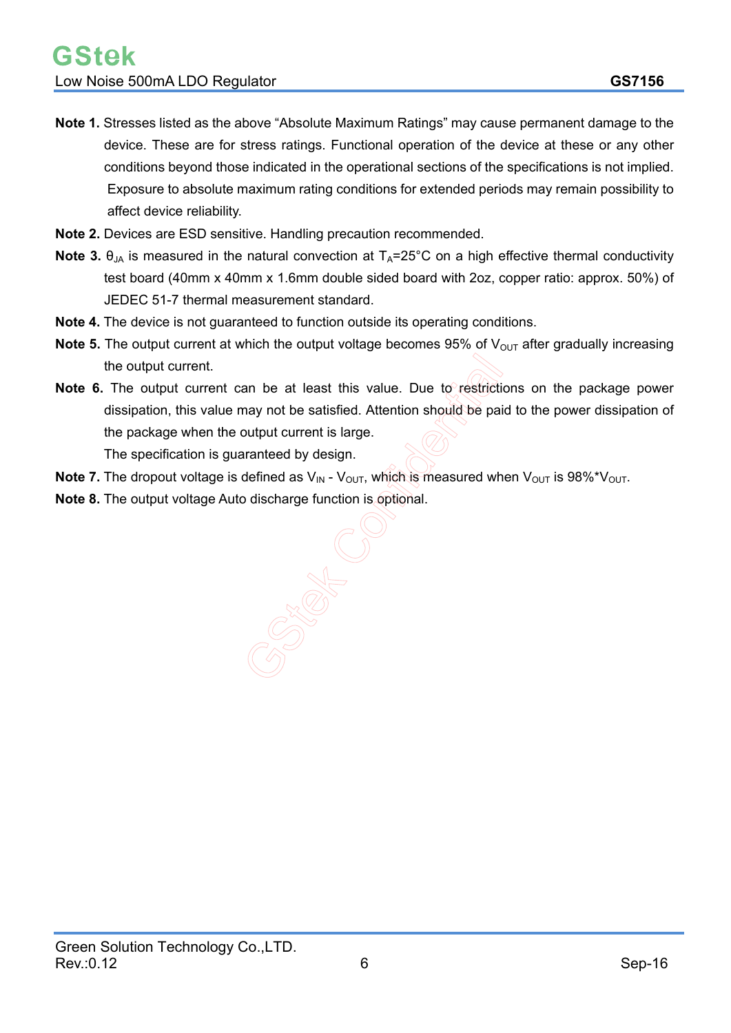**Note 1.** Stresses listed as the above "Absolute Maximum Ratings" may cause permanent damage to the device. These are for stress ratings. Functional operation of the device at these or any other conditions beyond those indicated in the operational sections of the specifications is not implied. Exposure to absolute maximum rating conditions for extended periods may remain possibility to affect device reliability.

**Note 2.** Devices are ESD sensitive. Handling precaution recommended.

**Note 3.** $\theta_{JA}$ is measured in the natural convection at $T_A$=25°C on a high effective thermal conductivity test board (40mm x 40mm x 1.6mm double sided board with 2oz, copper ratio: approx. 50%) of JEDEC 51-7 thermal measurement standard.

**Note 4.** The device is not guaranteed to function outside its operating conditions.

**Note 5.** The output current at which the output voltage becomes 95% of $V_{OUT}$ after gradually increasing the output current.

**Note 6.** The output current can be at least this value. Due to restrictions on the package power dissipation, this value may not be satisfied. Attention should be paid to the power dissipation of the package when the output current is large.
The specification is guaranteed by design.

**Note 7.** The dropout voltage is defined as $V_{IN}$ - $V_{OUT}$, which is measured when $V_{OUT}$ is 98%*$V_{OUT}$.

**Note 8.** The output voltage Auto discharge function is optional.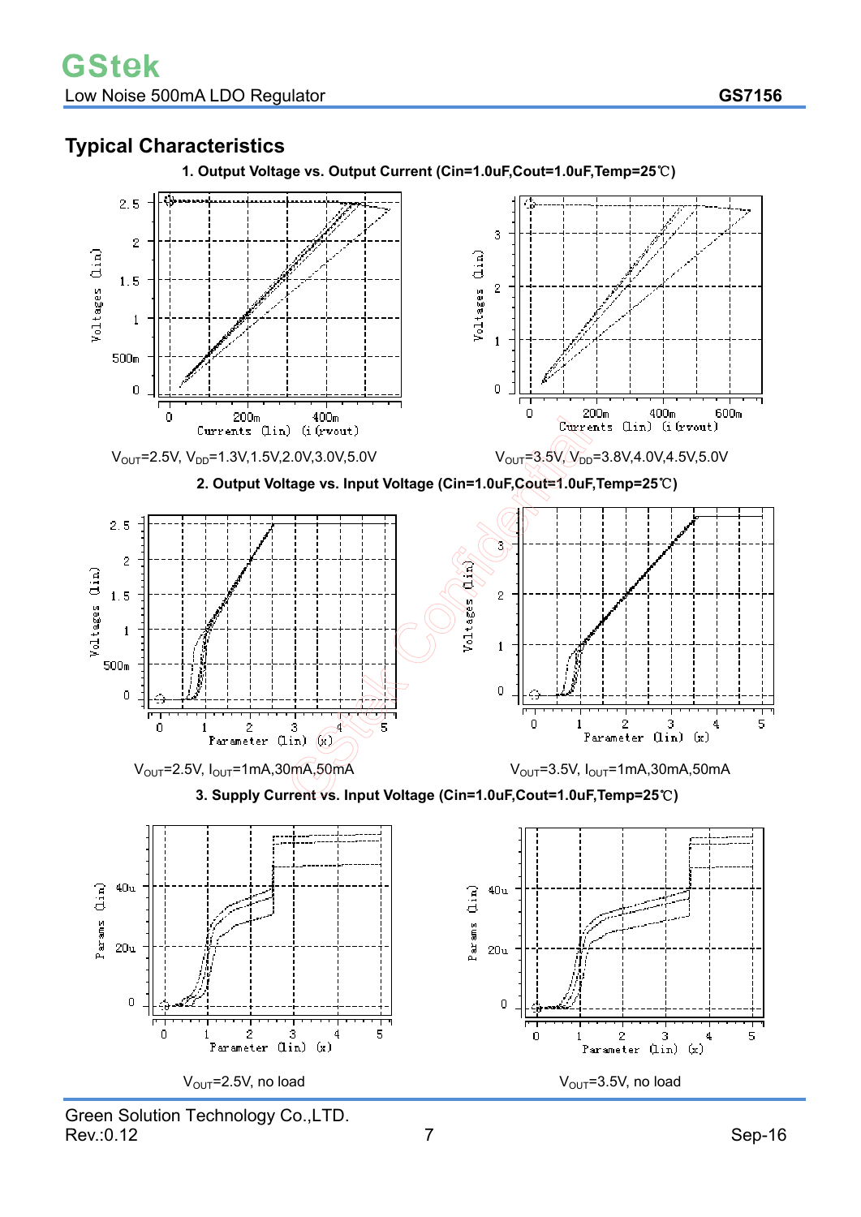## Typical Characteristics

**1. Output Voltage vs. Output Current (Cin=1.0uF,Cout=1.0uF,Temp=25℃)**

$V_{OUT}$=2.5V, $V_{DD}$=1.3V,1.5V,2.0V,3.0V,5.0V

$V_{OUT}$=3.5V, $V_{DD}$=3.8V,4.0V,4.5V,5.0V

**2. Output Voltage vs. Input Voltage (Cin=1.0uF,Cout=1.0uF,Temp=25℃)**

$V_{OUT}$=2.5V, $I_{OUT}$=1mA,30mA,50mA

$V_{OUT}$=3.5V, $I_{OUT}$=1mA,30mA,50mA

**3. Supply Current vs. Input Voltage (Cin=1.0uF,Cout=1.0uF,Temp=25℃)**

$V_{OUT}$=2.5V, no load

$V_{OUT}$=3.5V, no load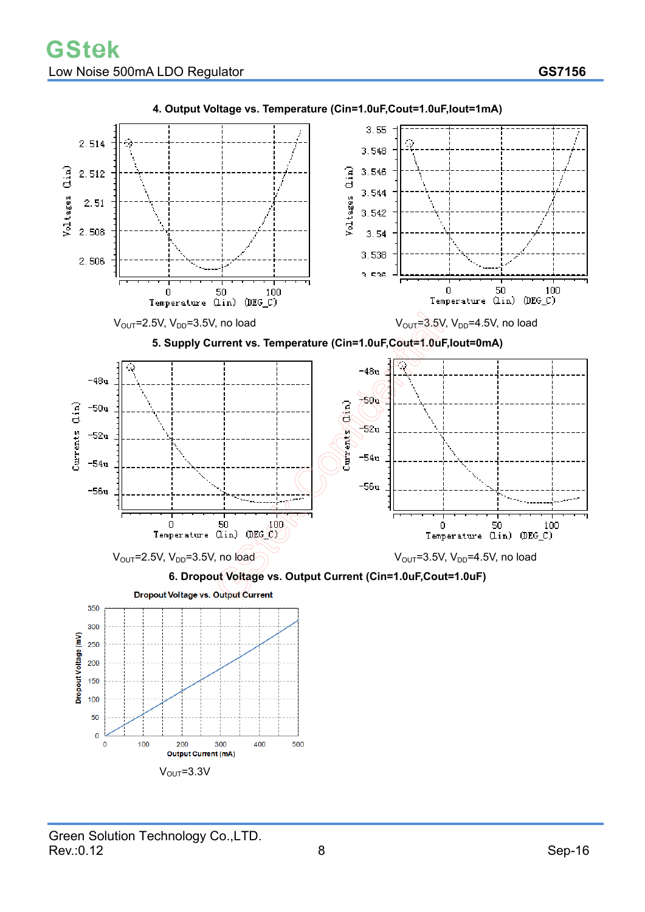### 4. Output Voltage vs. Temperature (Cin=1.0uF,Cout=1.0uF,Iout=1mA)

$V_{OUT}$=2.5V, $V_{DD}$=3.5V, no load

$V_{OUT}$=3.5V, $V_{DD}$=4.5V, no load

### 5. Supply Current vs. Temperature (Cin=1.0uF,Cout=1.0uF,Iout=0mA)

$V_{OUT}$=2.5V, $V_{DD}$=3.5V, no load

$V_{OUT}$=3.5V, $V_{DD}$=4.5V, no load

### 6. Dropout Voltage vs. Output Current (Cin=1.0uF,Cout=1.0uF)

$V_{OUT}$=3.3V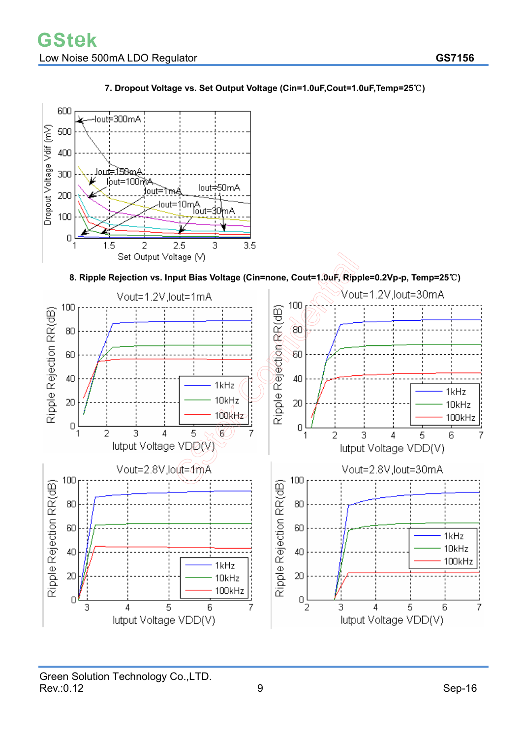**7. Dropout Voltage vs. Set Output Voltage (Cin=1.0uF,Cout=1.0uF,Temp=25℃)**

**8. Ripple Rejection vs. Input Bias Voltage (Cin=none, Cout=1.0uF, Ripple=0.2Vp-p, Temp=25℃)**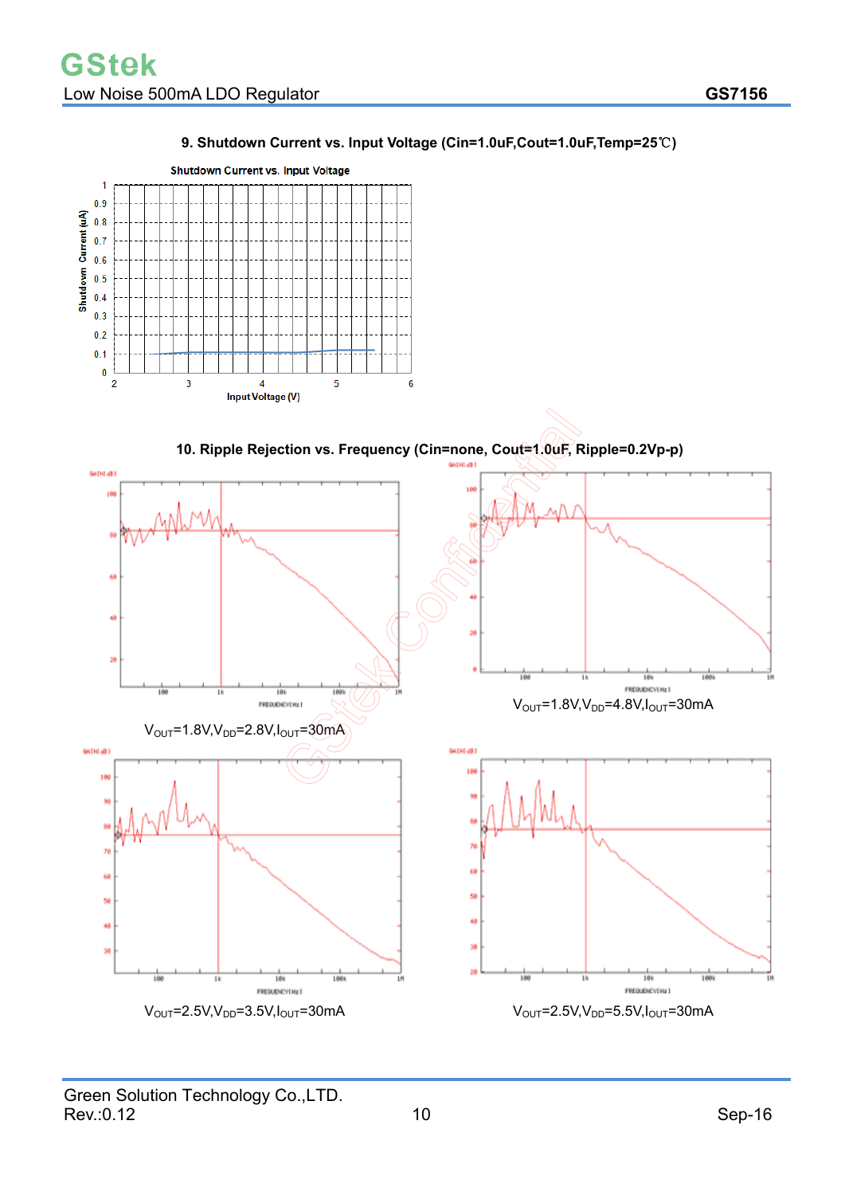### 9. Shutdown Current vs. Input Voltage (Cin=1.0uF,Cout=1.0uF,Temp=25℃)

Shutdown Current vs. Input Voltage

### 10. Ripple Rejection vs. Frequency (Cin=none, Cout=1.0uF, Ripple=0.2Vp-p)

$V_{OUT}$=1.8V,$V_{DD}$=2.8V,$I_{OUT}$=30mA

$V_{OUT}$=1.8V,$V_{DD}$=4.8V,$I_{OUT}$=30mA

$V_{OUT}$=2.5V,$V_{DD}$=3.5V,$I_{OUT}$=30mA

$V_{OUT}$=2.5V,$V_{DD}$=5.5V,$I_{OUT}$=30mA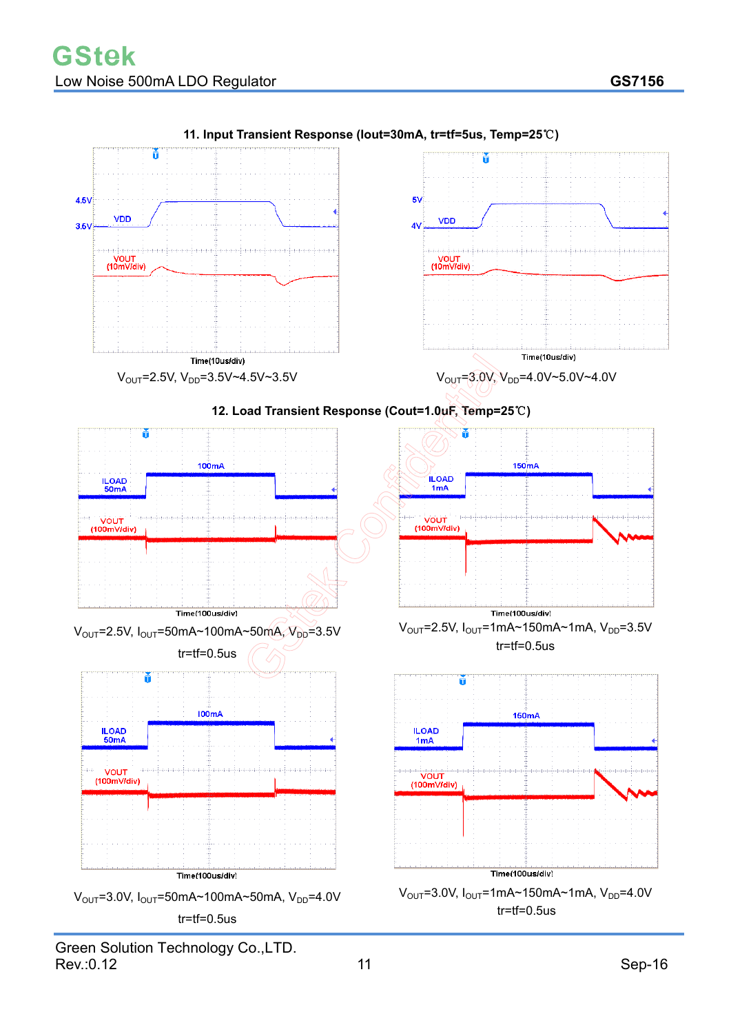### 11. Input Transient Response (Iout=30mA, tr=tf=5us, Temp=25℃)

4.5V
3.6V
VDD
VOUT
(10mV/div)
Time(10us/div)

$V_{OUT}$=2.5V, $V_{DD}$=3.5V~4.5V~3.5V

5V
4V
VDD
VOUT
(10mV/div)
Time(10us/div)

$V_{OUT}$=3.0V, $V_{DD}$=4.0V~5.0V~4.0V

### 12. Load Transient Response (Cout=1.0uF, Temp=25℃)

100mA
ILOAD
50mA
VOUT
(100mV/div)
Time(100us/div)

$V_{OUT}$=2.5V, $I_{OUT}$=50mA~100mA~50mA, $V_{DD}$=3.5V

tr=tf=0.5us

150mA
ILOAD
1mA
VOUT
(100mV/div)
Time(100us/div)

$V_{OUT}$=2.5V, $I_{OUT}$=1mA~150mA~1mA, $V_{DD}$=3.5V

tr=tf=0.5us

100mA
ILOAD
50mA
VOUT
(100mV/div)
Time(100us/div)

$V_{OUT}$=3.0V, $I_{OUT}$=50mA~100mA~50mA, $V_{DD}$=4.0V

tr=tf=0.5us

150mA
ILOAD
1mA
VOUT
(100mV/div)
Time(100us/div)

$V_{OUT}$=3.0V, $I_{OUT}$=1mA~150mA~1mA, $V_{DD}$=4.0V

tr=tf=0.5us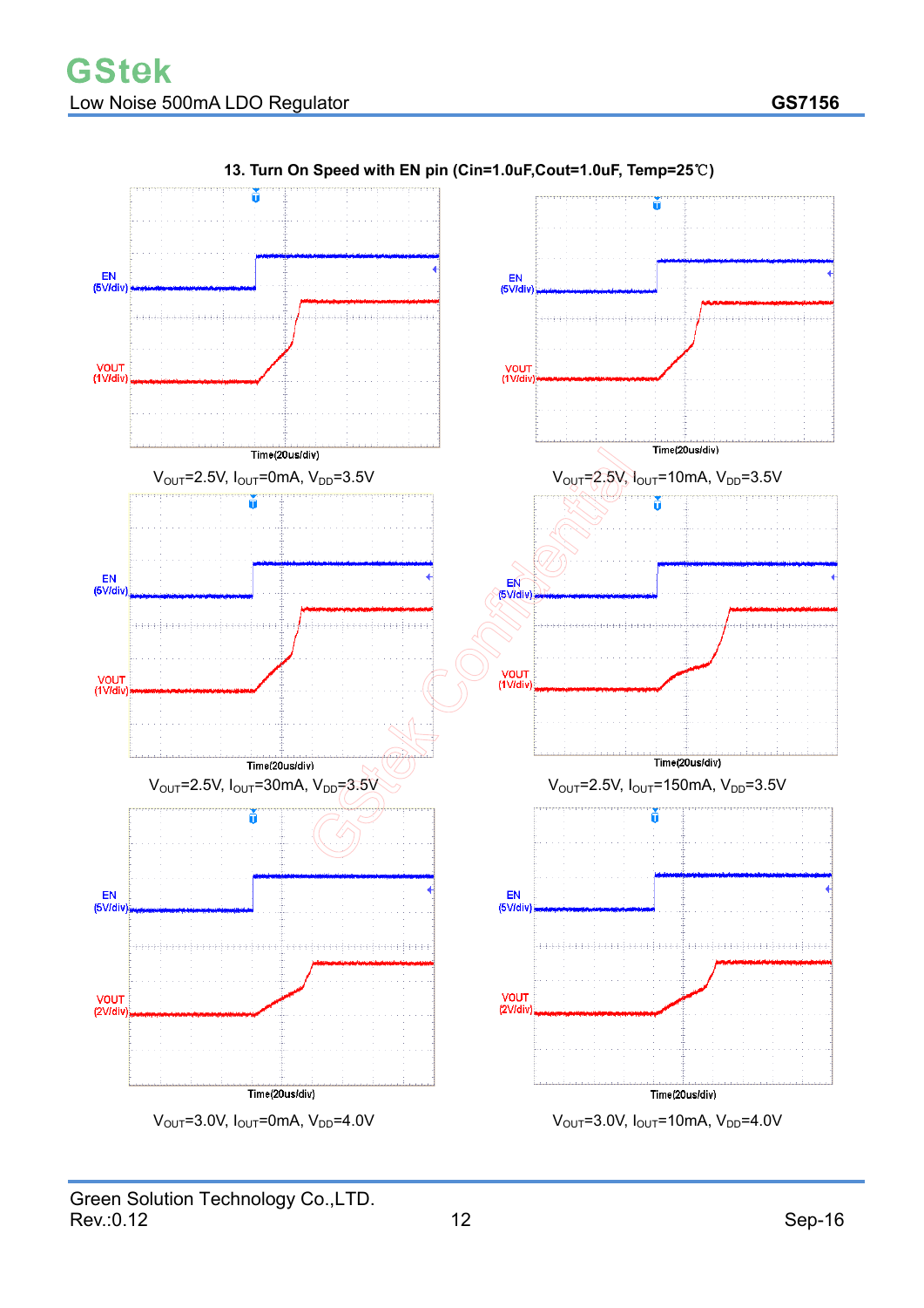### 13. Turn On Speed with EN pin (Cin=1.0uF,Cout=1.0uF, Temp=25℃)

EN (5V/div)

VOUT (1V/div)

Time(20us/div)

$V_{OUT}$=2.5V, $I_{OUT}$=0mA, $V_{DD}$=3.5V

EN (5V/div)

VOUT (1V/div)

Time(20us/div)

$V_{OUT}$=2.5V, $I_{OUT}$=10mA, $V_{DD}$=3.5V

EN (5V/div)

VOUT (1V/div)

Time(20us/div)

$V_{OUT}$=2.5V, $I_{OUT}$=30mA, $V_{DD}$=3.5V

EN (5V/div)

VOUT (1V/div)

Time(20us/div)

$V_{OUT}$=2.5V, $I_{OUT}$=150mA, $V_{DD}$=3.5V

EN (5V/div)

VOUT (2V/div)

Time(20us/div)

$V_{OUT}$=3.0V, $I_{OUT}$=0mA, $V_{DD}$=4.0V

EN (5V/div)

VOUT (2V/div)

Time(20us/div)

$V_{OUT}$=3.0V, $I_{OUT}$=10mA, $V_{DD}$=4.0V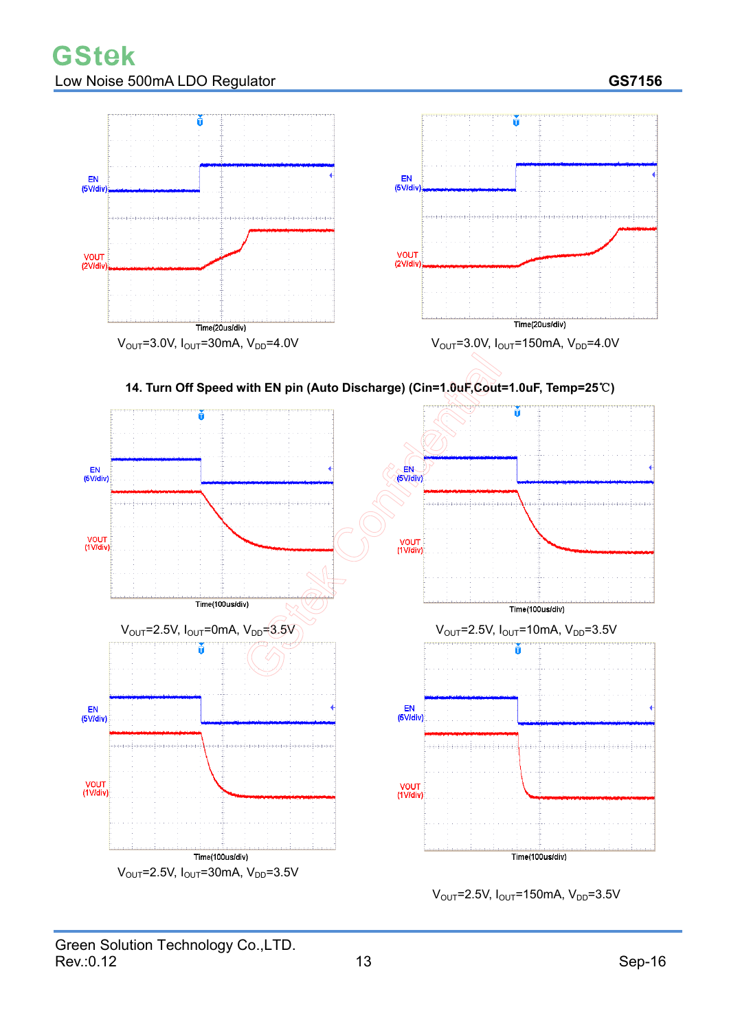$V_{OUT}$=3.0V, $I_{OUT}$=30mA, $V_{DD}$=4.0V

$V_{OUT}$=3.0V, $I_{OUT}$=150mA, $V_{DD}$=4.0V

**14. Turn Off Speed with EN pin (Auto Discharge) (Cin=1.0uF,Cout=1.0uF, Temp=25℃)**

$V_{OUT}$=2.5V, $I_{OUT}$=0mA, $V_{DD}$=3.5V

$V_{OUT}$=2.5V, $I_{OUT}$=10mA, $V_{DD}$=3.5V

$V_{OUT}$=2.5V, $I_{OUT}$=30mA, $V_{DD}$=3.5V

$V_{OUT}$=2.5V, $I_{OUT}$=150mA, $V_{DD}$=3.5V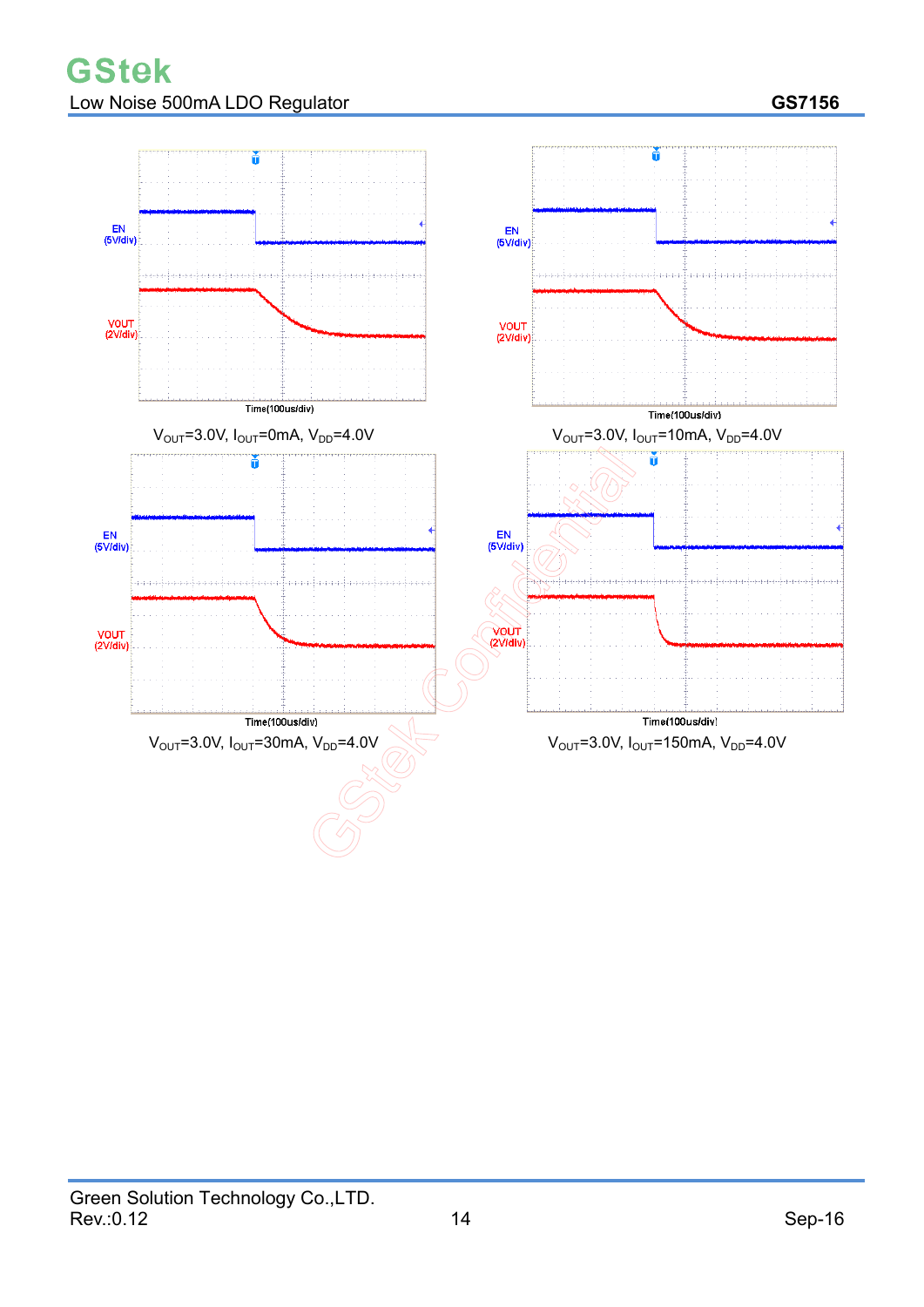EN (5V/div)

VOUT (2V/div)

Time(100us/div)

$V_{OUT}$=3.0V, $I_{OUT}$=0mA, $V_{DD}$=4.0V

EN (5V/div)

VOUT (2V/div)

Time(100us/div)

$V_{OUT}$=3.0V, $I_{OUT}$=10mA, $V_{DD}$=4.0V

EN (5V/div)

VOUT (2V/div)

Time(100us/div)

$V_{OUT}$=3.0V, $I_{OUT}$=30mA, $V_{DD}$=4.0V

EN (5V/div)

VOUT (2V/div)

Time(100us/div)

$V_{OUT}$=3.0V, $I_{OUT}$=150mA, $V_{DD}$=4.0V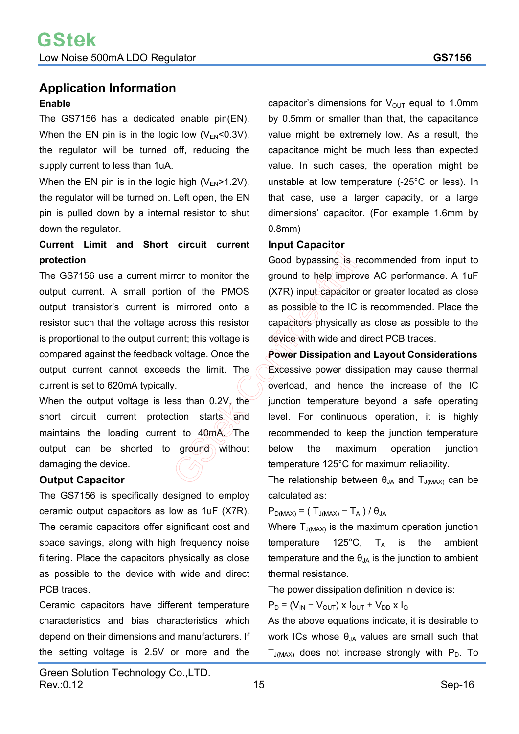## Application Information

### Enable

The GS7156 has a dedicated enable pin(EN). When the EN pin is in the logic low ($V_{EN}$<0.3V), the regulator will be turned off, reducing the supply current to less than 1uA.

When the EN pin is in the logic high ($V_{EN}$>1.2V), the regulator will be turned on. Left open, the EN pin is pulled down by a internal resistor to shut down the regulator.

### Current Limit and Short circuit current protection

The GS7156 use a current mirror to monitor the output current. A small portion of the PMOS output transistor's current is mirrored onto a resistor such that the voltage across this resistor is proportional to the output current; this voltage is compared against the feedback voltage. Once the output current cannot exceeds the limit. The current is set to 620mA typically.

When the output voltage is less than 0.2V, the short circuit current protection starts and maintains the loading current to 40mA. The output can be shorted to ground without damaging the device.

### Output Capacitor

The GS7156 is specifically designed to employ ceramic output capacitors as low as 1uF (X7R). The ceramic capacitors offer significant cost and space savings, along with high frequency noise filtering. Place the capacitors physically as close as possible to the device with wide and direct PCB traces.

Ceramic capacitors have different temperature characteristics and bias characteristics which depend on their dimensions and manufacturers. If the setting voltage is 2.5V or more and the capacitor's dimensions for $V_{OUT}$ equal to 1.0mm by 0.5mm or smaller than that, the capacitance value might be extremely low. As a result, the capacitance might be much less than expected value. In such cases, the operation might be unstable at low temperature (-25°C or less). In that case, use a larger capacity, or a large dimensions' capacitor. (For example 1.6mm by 0.8mm)

### Input Capacitor

Good bypassing is recommended from input to ground to help improve AC performance. A 1uF (X7R) input capacitor or greater located as close as possible to the IC is recommended. Place the capacitors physically as close as possible to the device with wide and direct PCB traces.

### Power Dissipation and Layout Considerations

Excessive power dissipation may cause thermal overload, and hence the increase of the IC junction temperature beyond a safe operating level. For continuous operation, it is highly recommended to keep the junction temperature below the maximum operation junction temperature 125°C for maximum reliability.

The relationship between $\theta_{JA}$ and $T_{J(MAX)}$ can be calculated as:

$$P_{D(MAX)} = ( T_{J(MAX)} - T_A ) / \theta_{JA}$$

Where $T_{J(MAX)}$ is the maximum operation junction temperature 125°C, $T_A$ is the ambient temperature and the $\theta_{JA}$ is the junction to ambient thermal resistance.

The power dissipation definition in device is:

$$P_D = (V_{IN} - V_{OUT}) \times I_{OUT} + V_{DD} \times I_Q$$

As the above equations indicate, it is desirable to work ICs whose $\theta_{JA}$ values are small such that $T_{J(MAX)}$ does not increase strongly with $P_D$. To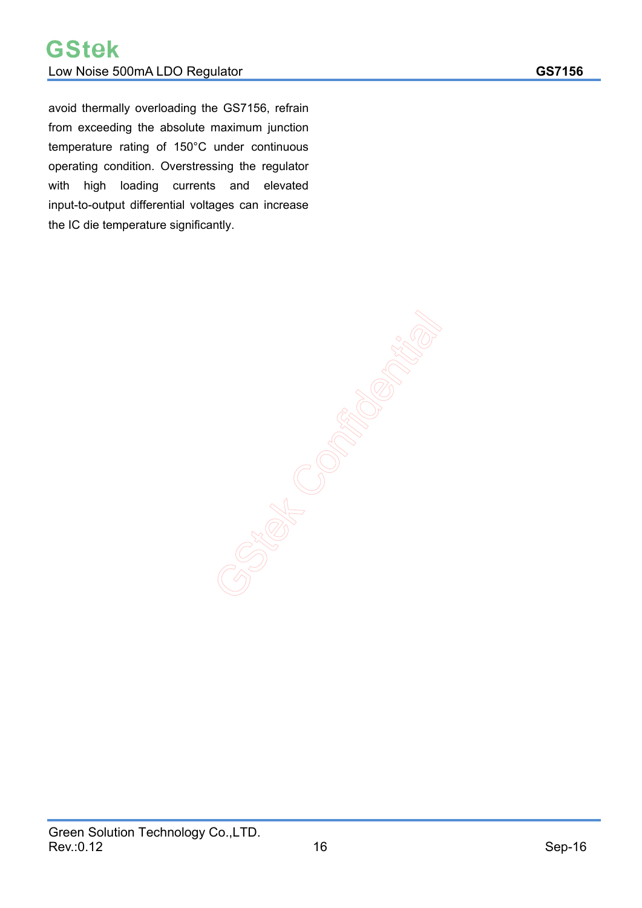avoid thermally overloading the GS7156, refrain from exceeding the absolute maximum junction temperature rating of 150°C under continuous operating condition. Overstressing the regulator with high loading currents and elevated input-to-output differential voltages can increase the IC die temperature significantly.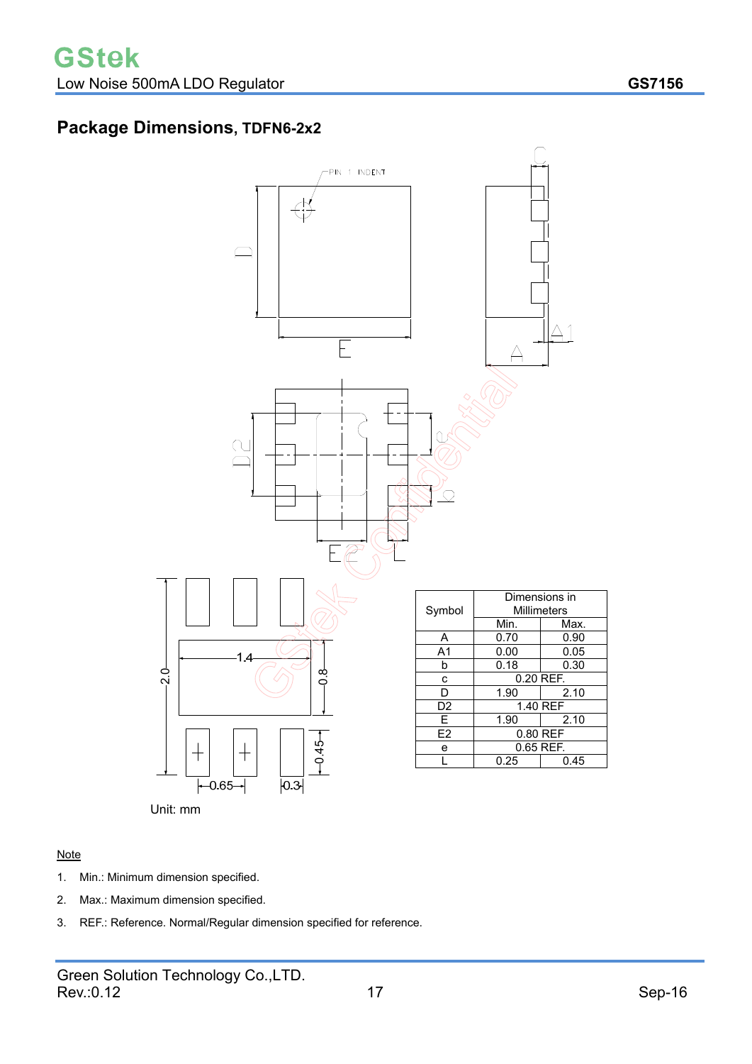## Package Dimensions, TDFN6-2x2

| Symbol | Dimensions in Millimeters | |
|---|---|---|
| | Min. | Max. |
| A | 0.70 | 0.90 |
| A1 | 0.00 | 0.05 |
| b | 0.18 | 0.30 |
| c | 0.20 REF. | |
| D | 1.90 | 2.10 |
| D2 | 1.40 REF | |
| E | 1.90 | 2.10 |
| E2 | 0.80 REF | |
| e | 0.65 REF. | |
| L | 0.25 | 0.45 |

Unit: mm

Note

1. Min.: Minimum dimension specified.
2. Max.: Maximum dimension specified.
3. REF.: Reference. Normal/Regular dimension specified for reference.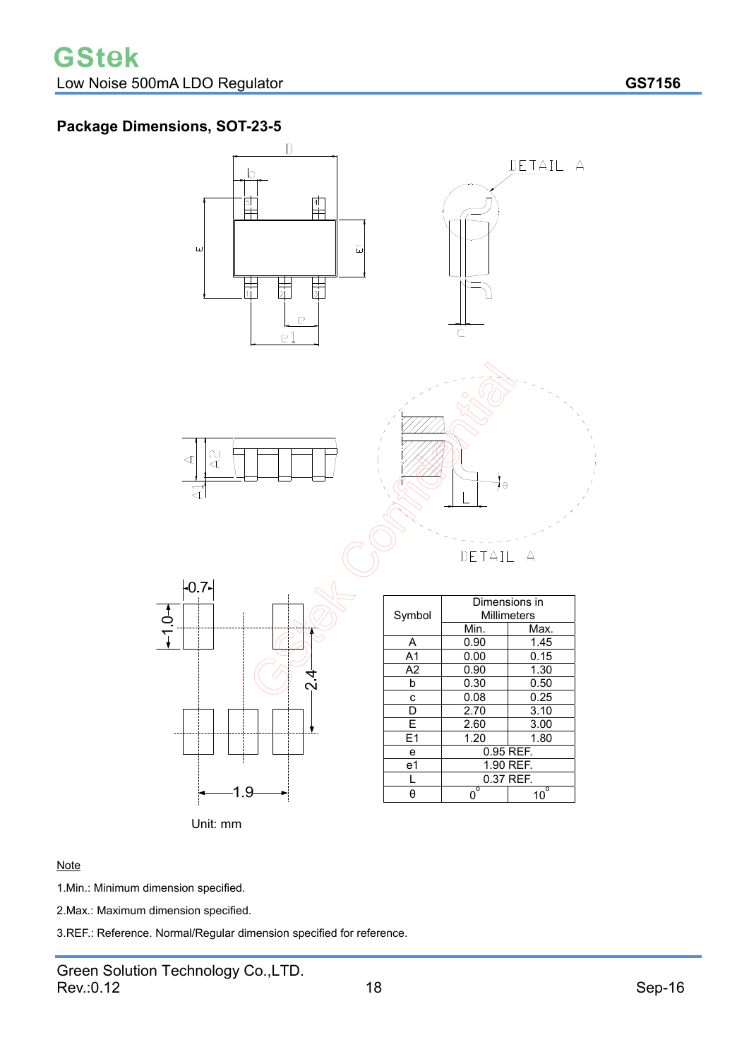## Package Dimensions, SOT-23-5

Unit: mm

| Symbol | Dimensions in Millimeters | |
|---|---|---|
| | Min. | Max. |
| A | 0.90 | 1.45 |
| A1 | 0.00 | 0.15 |
| A2 | 0.90 | 1.30 |
| b | 0.30 | 0.50 |
| c | 0.08 | 0.25 |
| D | 2.70 | 3.10 |
| E | 2.60 | 3.00 |
| E1 | 1.20 | 1.80 |
| e | 0.95 REF. | |
| e1 | 1.90 REF. | |
| L | 0.37 REF. | |
| θ | $0^{\circ}$ | $10^{\circ}$ |

Note

1.Min.: Minimum dimension specified.

2.Max.: Maximum dimension specified.

3.REF.: Reference. Normal/Regular dimension specified for reference.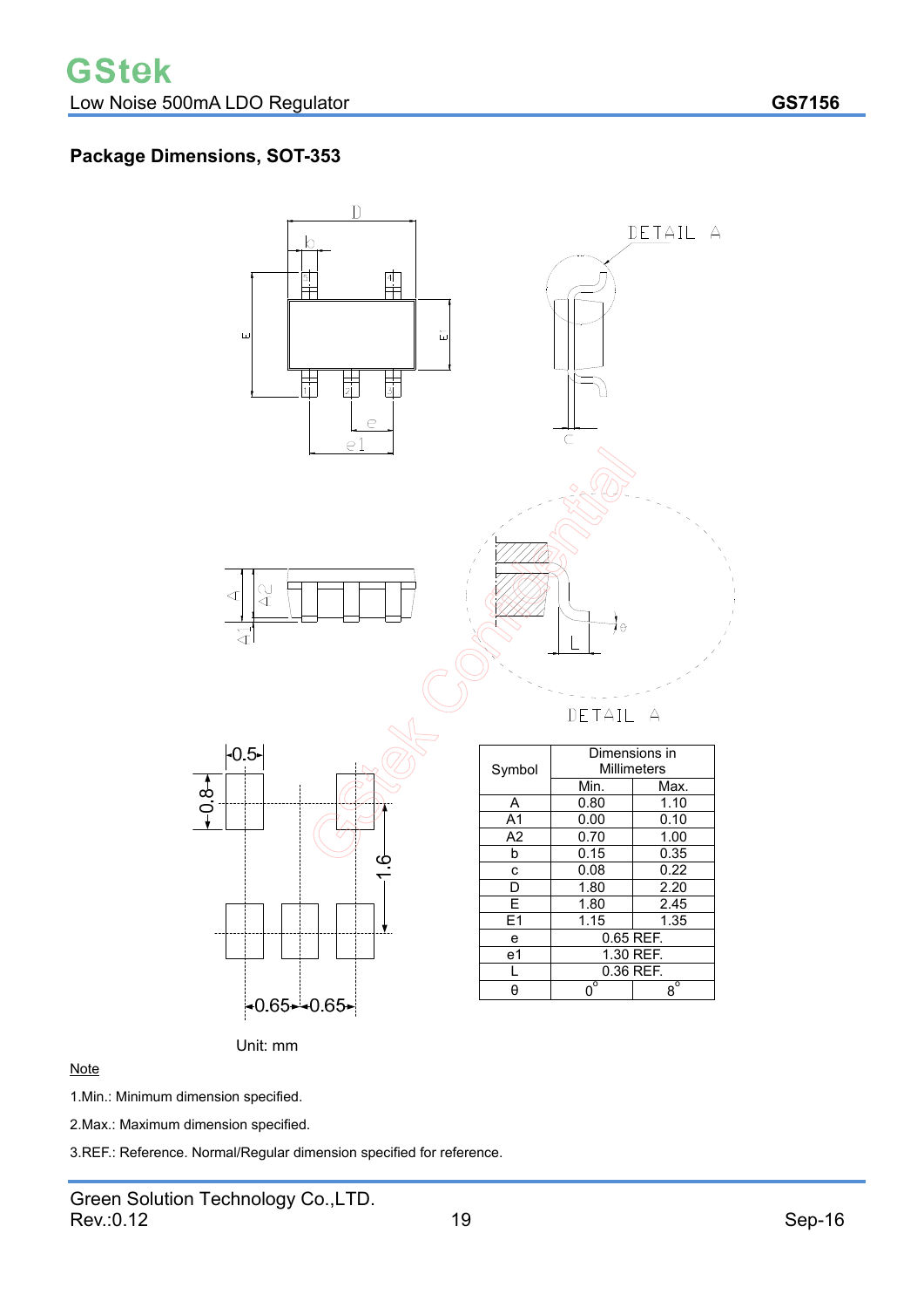## Package Dimensions, SOT-353

| Symbol | Dimensions in Millimeters | |
|---|---|---|
| | Min. | Max. |
| A | 0.80 | 1.10 |
| A1 | 0.00 | 0.10 |
| A2 | 0.70 | 1.00 |
| b | 0.15 | 0.35 |
| c | 0.08 | 0.22 |
| D | 1.80 | 2.20 |
| E | 1.80 | 2.45 |
| E1 | 1.15 | 1.35 |
| e | 0.65 REF. | |
| e1 | 1.30 REF. | |
| L | 0.36 REF. | |
| θ | $0^\circ$ | $8^\circ$ |

Unit: mm

Note

1.Min.: Minimum dimension specified.

2.Max.: Maximum dimension specified.

3.REF.: Reference. Normal/Regular dimension specified for reference.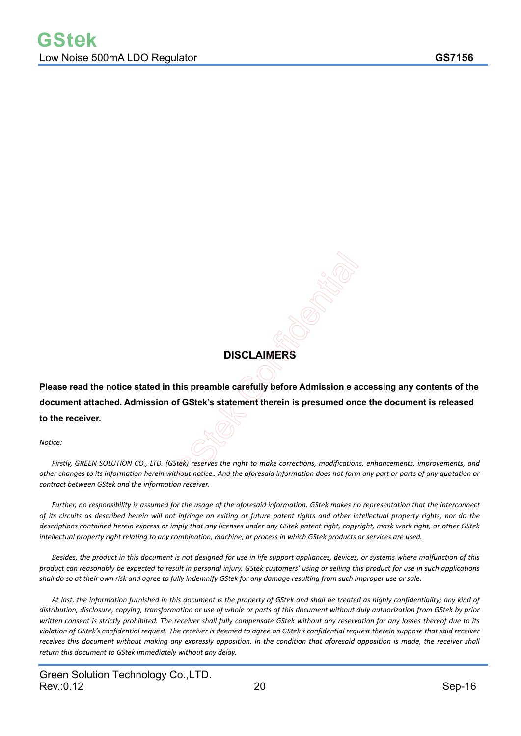## DISCLAIMERS

**Please read the notice stated in this preamble carefully before Admission e accessing any contents of the document attached. Admission of GStek's statement therein is presumed once the document is released to the receiver.**

*Notice:*

*Firstly, GREEN SOLUTION CO., LTD. (GStek) reserves the right to make corrections, modifications, enhancements, improvements, and other changes to its information herein without notice.. And the aforesaid information does not form any part or parts of any quotation or contract between GStek and the information receiver.*

*Further, no responsibility is assumed for the usage of the aforesaid information. GStek makes no representation that the interconnect of its circuits as described herein will not infringe on exiting or future patent rights and other intellectual property rights, nor do the descriptions contained herein express or imply that any licenses under any GStek patent right, copyright, mask work right, or other GStek intellectual property right relating to any combination, machine, or process in which GStek products or services are used.*

*Besides, the product in this document is not designed for use in life support appliances, devices, or systems where malfunction of this product can reasonably be expected to result in personal injury. GStek customers' using or selling this product for use in such applications shall do so at their own risk and agree to fully indemnify GStek for any damage resulting from such improper use or sale.*

*At last, the information furnished in this document is the property of GStek and shall be treated as highly confidentiality; any kind of distribution, disclosure, copying, transformation or use of whole or parts of this document without duly authorization from GStek by prior written consent is strictly prohibited. The receiver shall fully compensate GStek without any reservation for any losses thereof due to its violation of GStek's confidential request. The receiver is deemed to agree on GStek's confidential request therein suppose that said receiver receives this document without making any expressly opposition. In the condition that aforesaid opposition is made, the receiver shall return this document to GStek immediately without any delay.*